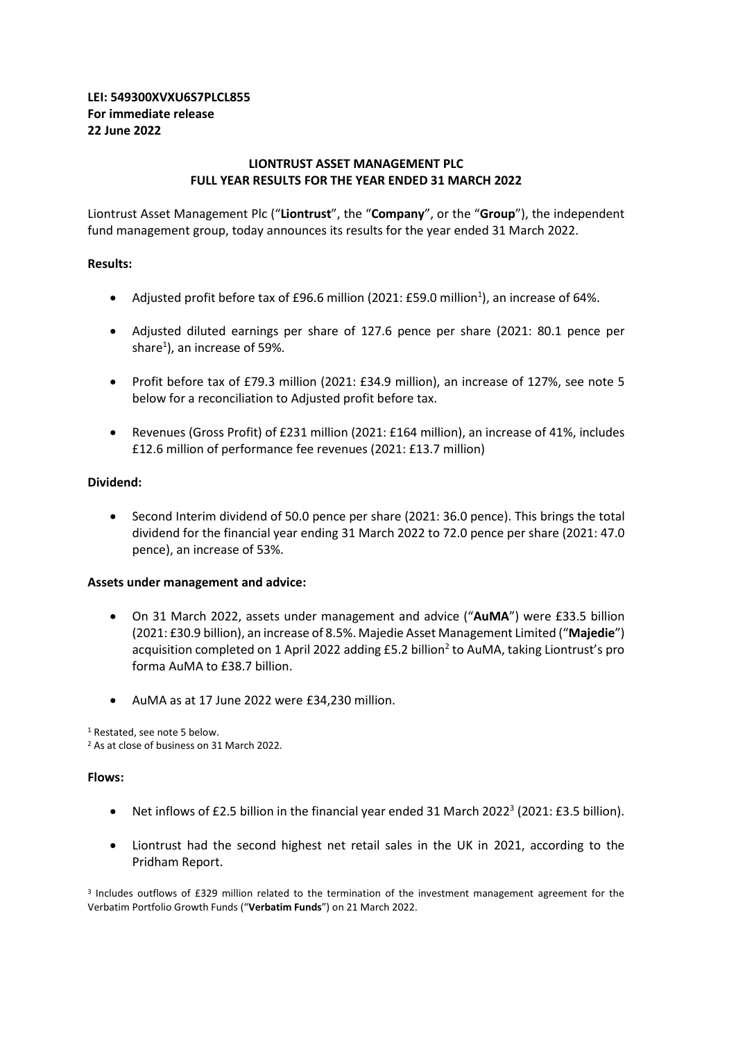**LEI: 549300XVXU6S7PLCL855**
**For immediate release**
**22 June 2022**

# LIONTRUST ASSET MANAGEMENT PLC
## FULL YEAR RESULTS FOR THE YEAR ENDED 31 MARCH 2022

Liontrust Asset Management Plc ("**Liontrust**", the "**Company**", or the "**Group**"), the independent fund management group, today announces its results for the year ended 31 March 2022.

**Results:**

- Adjusted profit before tax of £96.6 million (2021: £59.0 million[1]), an increase of 64%.
- Adjusted diluted earnings per share of 127.6 pence per share (2021: 80.1 pence per share[1]), an increase of 59%.
- Profit before tax of £79.3 million (2021: £34.9 million), an increase of 127%, see note 5 below for a reconciliation to Adjusted profit before tax.
- Revenues (Gross Profit) of £231 million (2021: £164 million), an increase of 41%, includes £12.6 million of performance fee revenues (2021: £13.7 million)

**Dividend:**

- Second Interim dividend of 50.0 pence per share (2021: 36.0 pence). This brings the total dividend for the financial year ending 31 March 2022 to 72.0 pence per share (2021: 47.0 pence), an increase of 53%.

**Assets under management and advice:**

- On 31 March 2022, assets under management and advice ("**AuMA**") were £33.5 billion (2021: £30.9 billion), an increase of 8.5%. Majedie Asset Management Limited ("**Majedie**") acquisition completed on 1 April 2022 adding £5.2 billion[2] to AuMA, taking Liontrust's pro forma AuMA to £38.7 billion.
- AuMA as at 17 June 2022 were £34,230 million.

[1] Restated, see note 5 below.
[2] As at close of business on 31 March 2022.

**Flows:**

- Net inflows of £2.5 billion in the financial year ended 31 March 2022[3] (2021: £3.5 billion).
- Liontrust had the second highest net retail sales in the UK in 2021, according to the Pridham Report.

[3] Includes outflows of £329 million related to the termination of the investment management agreement for the Verbatim Portfolio Growth Funds ("**Verbatim Funds**") on 21 March 2022.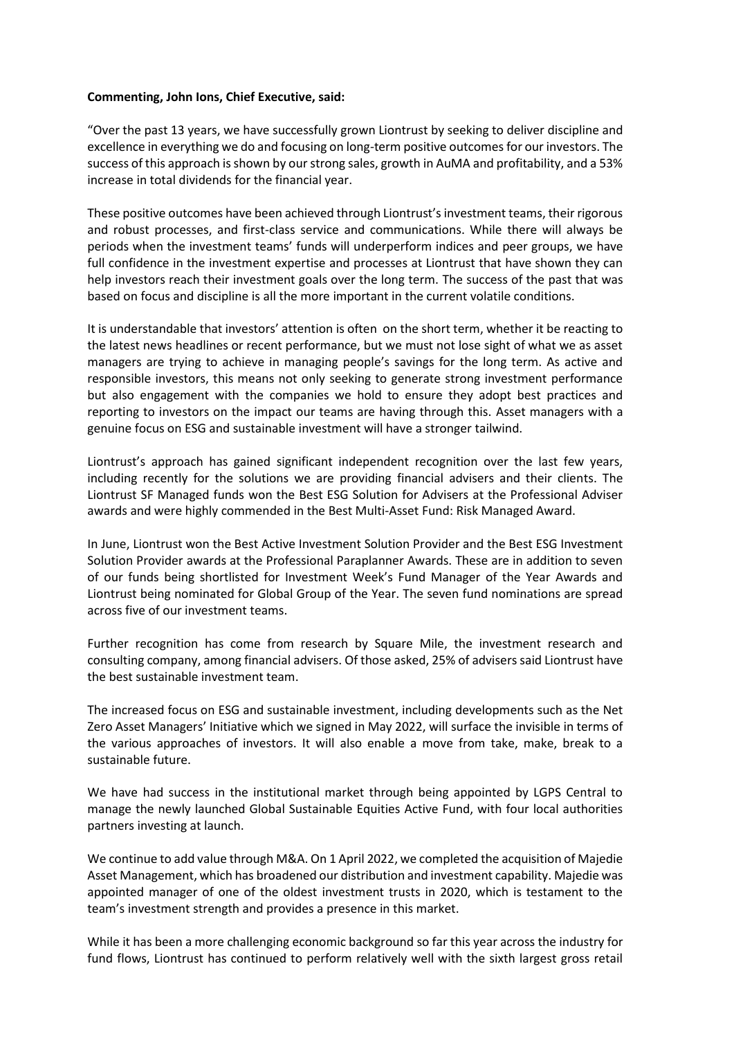**Commenting, John Ions, Chief Executive, said:**

"Over the past 13 years, we have successfully grown Liontrust by seeking to deliver discipline and excellence in everything we do and focusing on long-term positive outcomes for our investors. The success of this approach is shown by our strong sales, growth in AuMA and profitability, and a 53% increase in total dividends for the financial year.

These positive outcomes have been achieved through Liontrust's investment teams, their rigorous and robust processes, and first-class service and communications. While there will always be periods when the investment teams' funds will underperform indices and peer groups, we have full confidence in the investment expertise and processes at Liontrust that have shown they can help investors reach their investment goals over the long term. The success of the past that was based on focus and discipline is all the more important in the current volatile conditions.

It is understandable that investors' attention is often on the short term, whether it be reacting to the latest news headlines or recent performance, but we must not lose sight of what we as asset managers are trying to achieve in managing people's savings for the long term. As active and responsible investors, this means not only seeking to generate strong investment performance but also engagement with the companies we hold to ensure they adopt best practices and reporting to investors on the impact our teams are having through this. Asset managers with a genuine focus on ESG and sustainable investment will have a stronger tailwind.

Liontrust's approach has gained significant independent recognition over the last few years, including recently for the solutions we are providing financial advisers and their clients. The Liontrust SF Managed funds won the Best ESG Solution for Advisers at the Professional Adviser awards and were highly commended in the Best Multi-Asset Fund: Risk Managed Award.

In June, Liontrust won the Best Active Investment Solution Provider and the Best ESG Investment Solution Provider awards at the Professional Paraplanner Awards. These are in addition to seven of our funds being shortlisted for Investment Week's Fund Manager of the Year Awards and Liontrust being nominated for Global Group of the Year. The seven fund nominations are spread across five of our investment teams.

Further recognition has come from research by Square Mile, the investment research and consulting company, among financial advisers. Of those asked, 25% of advisers said Liontrust have the best sustainable investment team.

The increased focus on ESG and sustainable investment, including developments such as the Net Zero Asset Managers' Initiative which we signed in May 2022, will surface the invisible in terms of the various approaches of investors. It will also enable a move from take, make, break to a sustainable future.

We have had success in the institutional market through being appointed by LGPS Central to manage the newly launched Global Sustainable Equities Active Fund, with four local authorities partners investing at launch.

We continue to add value through M&A. On 1 April 2022, we completed the acquisition of Majedie Asset Management, which has broadened our distribution and investment capability. Majedie was appointed manager of one of the oldest investment trusts in 2020, which is testament to the team's investment strength and provides a presence in this market.

While it has been a more challenging economic background so far this year across the industry for fund flows, Liontrust has continued to perform relatively well with the sixth largest gross retail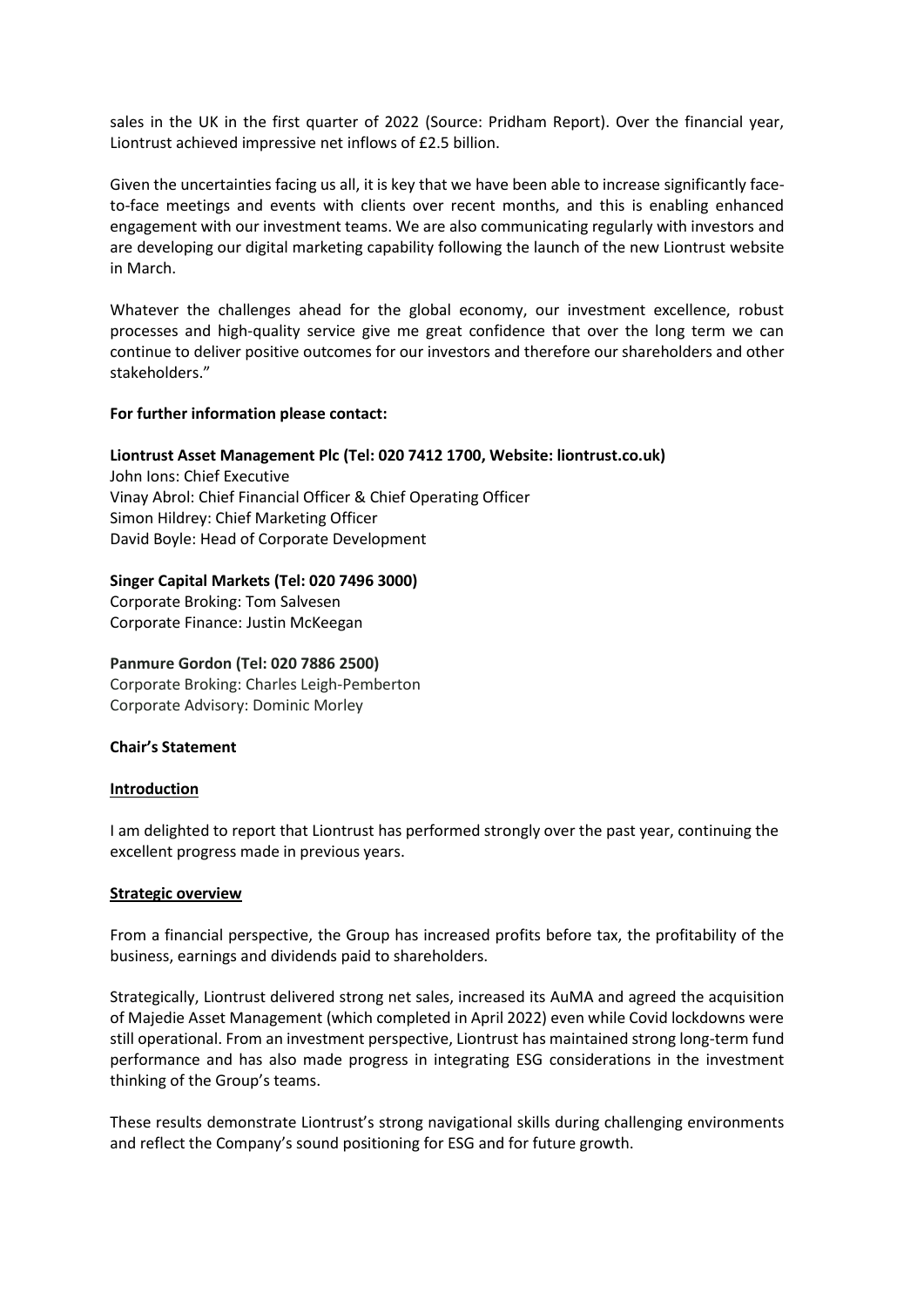sales in the UK in the first quarter of 2022 (Source: Pridham Report). Over the financial year, Liontrust achieved impressive net inflows of £2.5 billion.

Given the uncertainties facing us all, it is key that we have been able to increase significantly face-to-face meetings and events with clients over recent months, and this is enabling enhanced engagement with our investment teams. We are also communicating regularly with investors and are developing our digital marketing capability following the launch of the new Liontrust website in March.

Whatever the challenges ahead for the global economy, our investment excellence, robust processes and high-quality service give me great confidence that over the long term we can continue to deliver positive outcomes for our investors and therefore our shareholders and other stakeholders."

**For further information please contact:**

**Liontrust Asset Management Plc (Tel: 020 7412 1700, Website: liontrust.co.uk)**
John Ions: Chief Executive
Vinay Abrol: Chief Financial Officer & Chief Operating Officer
Simon Hildrey: Chief Marketing Officer
David Boyle: Head of Corporate Development

**Singer Capital Markets (Tel: 020 7496 3000)**
Corporate Broking: Tom Salvesen
Corporate Finance: Justin McKeegan

**Panmure Gordon (Tel: 020 7886 2500)**
Corporate Broking: Charles Leigh-Pemberton
Corporate Advisory: Dominic Morley

## Chair's Statement

### Introduction

I am delighted to report that Liontrust has performed strongly over the past year, continuing the excellent progress made in previous years.

### Strategic overview

From a financial perspective, the Group has increased profits before tax, the profitability of the business, earnings and dividends paid to shareholders.

Strategically, Liontrust delivered strong net sales, increased its AuMA and agreed the acquisition of Majedie Asset Management (which completed in April 2022) even while Covid lockdowns were still operational. From an investment perspective, Liontrust has maintained strong long-term fund performance and has also made progress in integrating ESG considerations in the investment thinking of the Group's teams.

These results demonstrate Liontrust's strong navigational skills during challenging environments and reflect the Company's sound positioning for ESG and for future growth.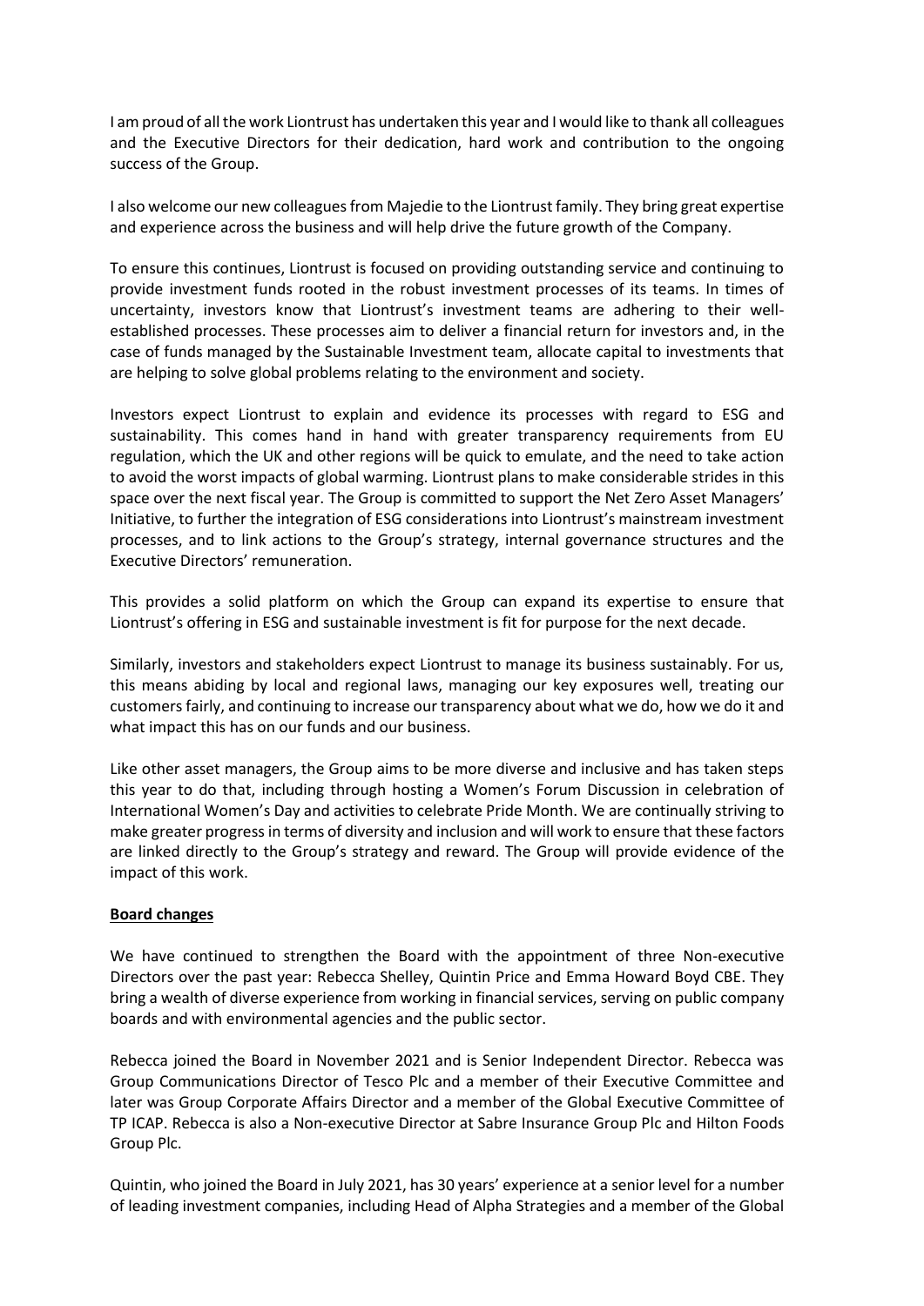I am proud of all the work Liontrust has undertaken this year and I would like to thank all colleagues and the Executive Directors for their dedication, hard work and contribution to the ongoing success of the Group.

I also welcome our new colleagues from Majedie to the Liontrust family. They bring great expertise and experience across the business and will help drive the future growth of the Company.

To ensure this continues, Liontrust is focused on providing outstanding service and continuing to provide investment funds rooted in the robust investment processes of its teams. In times of uncertainty, investors know that Liontrust's investment teams are adhering to their well-established processes. These processes aim to deliver a financial return for investors and, in the case of funds managed by the Sustainable Investment team, allocate capital to investments that are helping to solve global problems relating to the environment and society.

Investors expect Liontrust to explain and evidence its processes with regard to ESG and sustainability. This comes hand in hand with greater transparency requirements from EU regulation, which the UK and other regions will be quick to emulate, and the need to take action to avoid the worst impacts of global warming. Liontrust plans to make considerable strides in this space over the next fiscal year. The Group is committed to support the Net Zero Asset Managers' Initiative, to further the integration of ESG considerations into Liontrust's mainstream investment processes, and to link actions to the Group's strategy, internal governance structures and the Executive Directors' remuneration.

This provides a solid platform on which the Group can expand its expertise to ensure that Liontrust's offering in ESG and sustainable investment is fit for purpose for the next decade.

Similarly, investors and stakeholders expect Liontrust to manage its business sustainably. For us, this means abiding by local and regional laws, managing our key exposures well, treating our customers fairly, and continuing to increase our transparency about what we do, how we do it and what impact this has on our funds and our business.

Like other asset managers, the Group aims to be more diverse and inclusive and has taken steps this year to do that, including through hosting a Women's Forum Discussion in celebration of International Women's Day and activities to celebrate Pride Month. We are continually striving to make greater progress in terms of diversity and inclusion and will work to ensure that these factors are linked directly to the Group's strategy and reward. The Group will provide evidence of the impact of this work.

**Board changes**

We have continued to strengthen the Board with the appointment of three Non-executive Directors over the past year: Rebecca Shelley, Quintin Price and Emma Howard Boyd CBE. They bring a wealth of diverse experience from working in financial services, serving on public company boards and with environmental agencies and the public sector.

Rebecca joined the Board in November 2021 and is Senior Independent Director. Rebecca was Group Communications Director of Tesco Plc and a member of their Executive Committee and later was Group Corporate Affairs Director and a member of the Global Executive Committee of TP ICAP. Rebecca is also a Non-executive Director at Sabre Insurance Group Plc and Hilton Foods Group Plc.

Quintin, who joined the Board in July 2021, has 30 years' experience at a senior level for a number of leading investment companies, including Head of Alpha Strategies and a member of the Global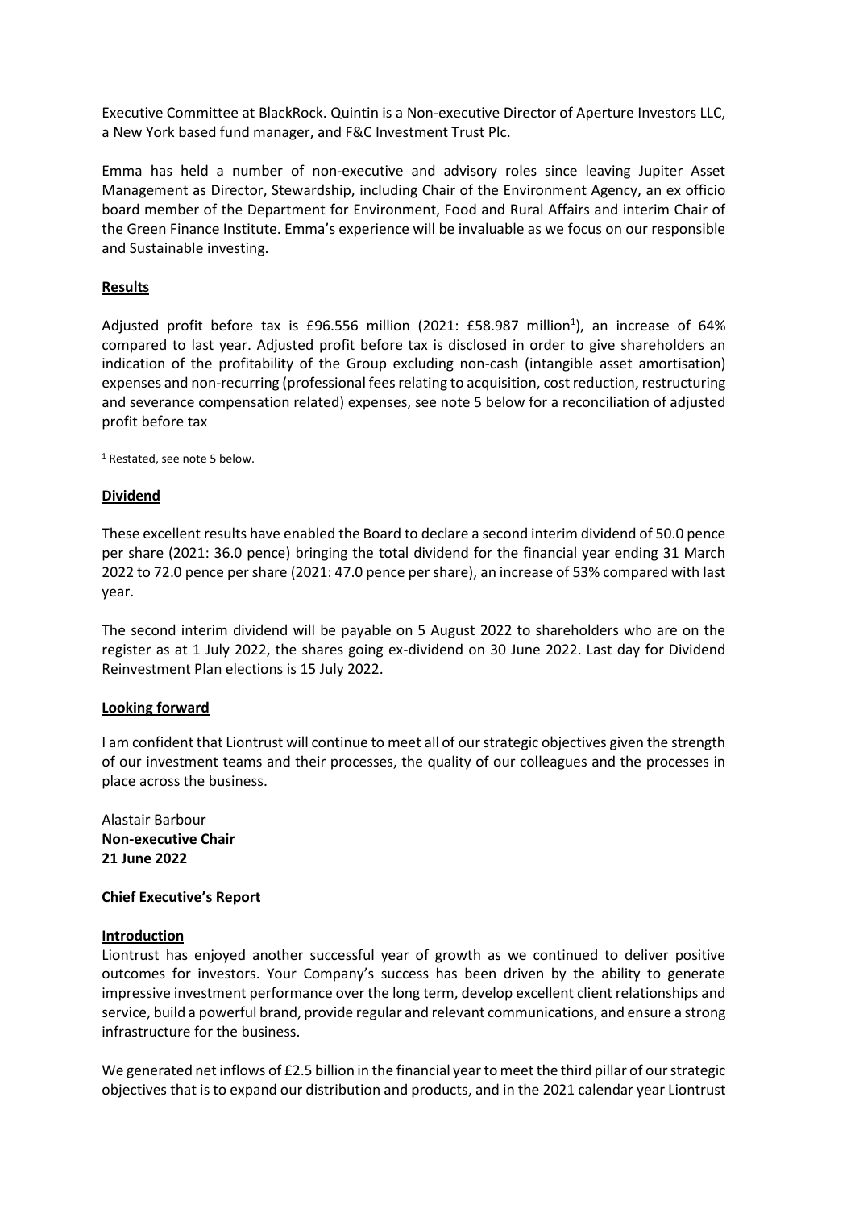Executive Committee at BlackRock. Quintin is a Non-executive Director of Aperture Investors LLC, a New York based fund manager, and F&C Investment Trust Plc.

Emma has held a number of non-executive and advisory roles since leaving Jupiter Asset Management as Director, Stewardship, including Chair of the Environment Agency, an ex officio board member of the Department for Environment, Food and Rural Affairs and interim Chair of the Green Finance Institute. Emma's experience will be invaluable as we focus on our responsible and Sustainable investing.

**Results**

Adjusted profit before tax is £96.556 million (2021: £58.987 million[1]), an increase of 64% compared to last year. Adjusted profit before tax is disclosed in order to give shareholders an indication of the profitability of the Group excluding non-cash (intangible asset amortisation) expenses and non-recurring (professional fees relating to acquisition, cost reduction, restructuring and severance compensation related) expenses, see note 5 below for a reconciliation of adjusted profit before tax

[1] Restated, see note 5 below.

**Dividend**

These excellent results have enabled the Board to declare a second interim dividend of 50.0 pence per share (2021: 36.0 pence) bringing the total dividend for the financial year ending 31 March 2022 to 72.0 pence per share (2021: 47.0 pence per share), an increase of 53% compared with last year.

The second interim dividend will be payable on 5 August 2022 to shareholders who are on the register as at 1 July 2022, the shares going ex-dividend on 30 June 2022. Last day for Dividend Reinvestment Plan elections is 15 July 2022.

**Looking forward**

I am confident that Liontrust will continue to meet all of our strategic objectives given the strength of our investment teams and their processes, the quality of our colleagues and the processes in place across the business.

Alastair Barbour
**Non-executive Chair**
**21 June 2022**

**Chief Executive's Report**

**Introduction**

Liontrust has enjoyed another successful year of growth as we continued to deliver positive outcomes for investors. Your Company's success has been driven by the ability to generate impressive investment performance over the long term, develop excellent client relationships and service, build a powerful brand, provide regular and relevant communications, and ensure a strong infrastructure for the business.

We generated net inflows of £2.5 billion in the financial year to meet the third pillar of our strategic objectives that is to expand our distribution and products, and in the 2021 calendar year Liontrust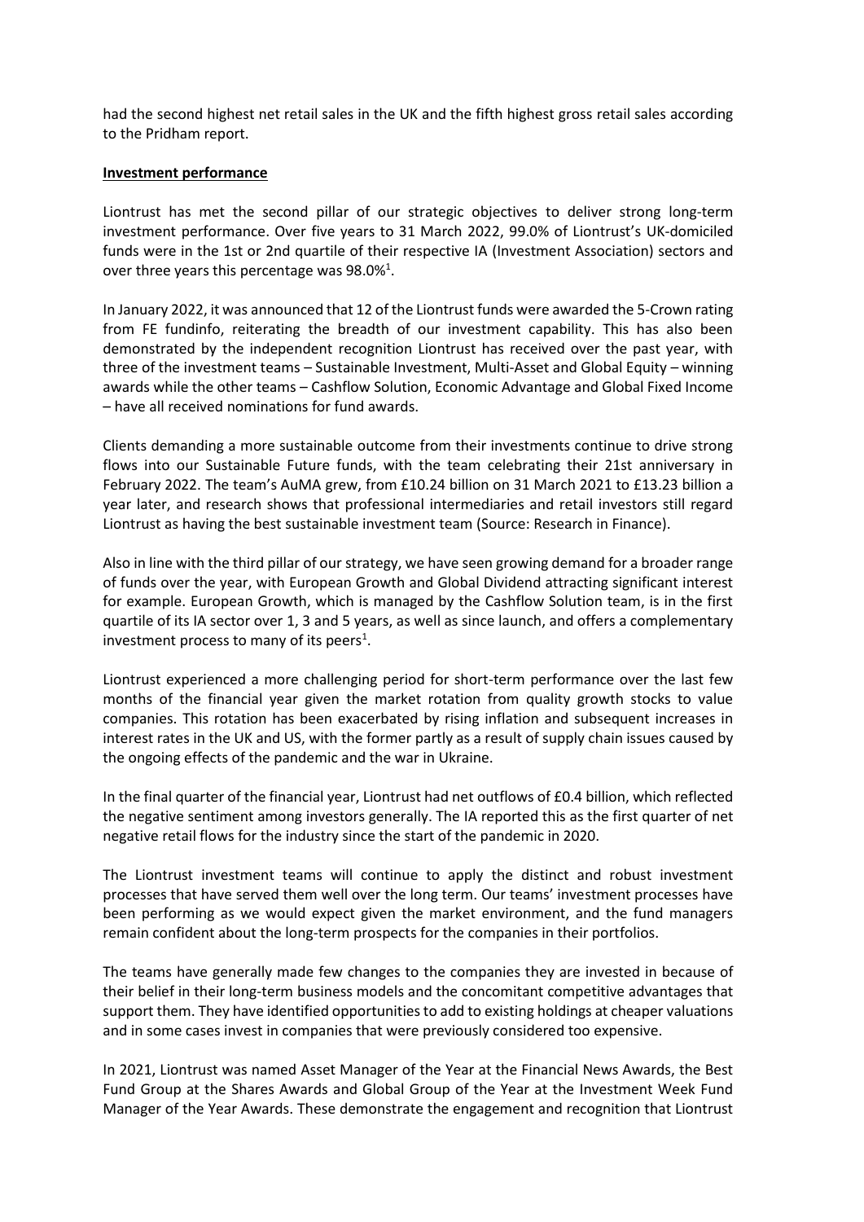had the second highest net retail sales in the UK and the fifth highest gross retail sales according to the Pridham report.

**Investment performance**

Liontrust has met the second pillar of our strategic objectives to deliver strong long-term investment performance. Over five years to 31 March 2022, 99.0% of Liontrust's UK-domiciled funds were in the 1st or 2nd quartile of their respective IA (Investment Association) sectors and over three years this percentage was 98.0%[1].

In January 2022, it was announced that 12 of the Liontrust funds were awarded the 5-Crown rating from FE fundinfo, reiterating the breadth of our investment capability. This has also been demonstrated by the independent recognition Liontrust has received over the past year, with three of the investment teams – Sustainable Investment, Multi-Asset and Global Equity – winning awards while the other teams – Cashflow Solution, Economic Advantage and Global Fixed Income – have all received nominations for fund awards.

Clients demanding a more sustainable outcome from their investments continue to drive strong flows into our Sustainable Future funds, with the team celebrating their 21st anniversary in February 2022. The team's AuMA grew, from £10.24 billion on 31 March 2021 to £13.23 billion a year later, and research shows that professional intermediaries and retail investors still regard Liontrust as having the best sustainable investment team (Source: Research in Finance).

Also in line with the third pillar of our strategy, we have seen growing demand for a broader range of funds over the year, with European Growth and Global Dividend attracting significant interest for example. European Growth, which is managed by the Cashflow Solution team, is in the first quartile of its IA sector over 1, 3 and 5 years, as well as since launch, and offers a complementary investment process to many of its peers[1].

Liontrust experienced a more challenging period for short-term performance over the last few months of the financial year given the market rotation from quality growth stocks to value companies. This rotation has been exacerbated by rising inflation and subsequent increases in interest rates in the UK and US, with the former partly as a result of supply chain issues caused by the ongoing effects of the pandemic and the war in Ukraine.

In the final quarter of the financial year, Liontrust had net outflows of £0.4 billion, which reflected the negative sentiment among investors generally. The IA reported this as the first quarter of net negative retail flows for the industry since the start of the pandemic in 2020.

The Liontrust investment teams will continue to apply the distinct and robust investment processes that have served them well over the long term. Our teams' investment processes have been performing as we would expect given the market environment, and the fund managers remain confident about the long-term prospects for the companies in their portfolios.

The teams have generally made few changes to the companies they are invested in because of their belief in their long-term business models and the concomitant competitive advantages that support them. They have identified opportunities to add to existing holdings at cheaper valuations and in some cases invest in companies that were previously considered too expensive.

In 2021, Liontrust was named Asset Manager of the Year at the Financial News Awards, the Best Fund Group at the Shares Awards and Global Group of the Year at the Investment Week Fund Manager of the Year Awards. These demonstrate the engagement and recognition that Liontrust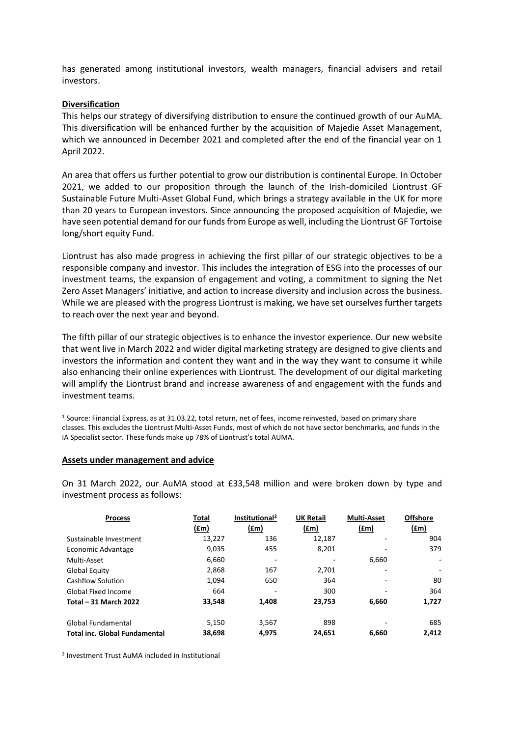has generated among institutional investors, wealth managers, financial advisers and retail investors.

**Diversification**

This helps our strategy of diversifying distribution to ensure the continued growth of our AuMA. This diversification will be enhanced further by the acquisition of Majedie Asset Management, which we announced in December 2021 and completed after the end of the financial year on 1 April 2022.

An area that offers us further potential to grow our distribution is continental Europe. In October 2021, we added to our proposition through the launch of the Irish-domiciled Liontrust GF Sustainable Future Multi-Asset Global Fund, which brings a strategy available in the UK for more than 20 years to European investors. Since announcing the proposed acquisition of Majedie, we have seen potential demand for our funds from Europe as well, including the Liontrust GF Tortoise long/short equity Fund.

Liontrust has also made progress in achieving the first pillar of our strategic objectives to be a responsible company and investor. This includes the integration of ESG into the processes of our investment teams, the expansion of engagement and voting, a commitment to signing the Net Zero Asset Managers' initiative, and action to increase diversity and inclusion across the business. While we are pleased with the progress Liontrust is making, we have set ourselves further targets to reach over the next year and beyond.

The fifth pillar of our strategic objectives is to enhance the investor experience. Our new website that went live in March 2022 and wider digital marketing strategy are designed to give clients and investors the information and content they want and in the way they want to consume it while also enhancing their online experiences with Liontrust. The development of our digital marketing will amplify the Liontrust brand and increase awareness of and engagement with the funds and investment teams.

[1] Source: Financial Express, as at 31.03.22, total return, net of fees, income reinvested, based on primary share classes. This excludes the Liontrust Multi-Asset Funds, most of which do not have sector benchmarks, and funds in the IA Specialist sector. These funds make up 78% of Liontrust's total AUMA.

**Assets under management and advice**

On 31 March 2022, our AuMA stood at £33,548 million and were broken down by type and investment process as follows:

| Process | Total (£m) | Institutional[2] (£m) | UK Retail (£m) | Multi-Asset (£m) | Offshore (£m) |
|---|---|---|---|---|---|
| Sustainable Investment | 13,227 | 136 | 12,187 | - | 904 |
| Economic Advantage | 9,035 | 455 | 8,201 | - | 379 |
| Multi-Asset | 6,660 | - | - | 6,660 | - |
| Global Equity | 2,868 | 167 | 2,701 | - | - |
| Cashflow Solution | 1,094 | 650 | 364 | - | 80 |
| Global Fixed Income | 664 | - | 300 | - | 364 |
| **Total – 31 March 2022** | **33,548** | **1,408** | **23,753** | **6,660** | **1,727** |
| | | | | | |
| Global Fundamental | 5,150 | 3,567 | 898 | - | 685 |
| **Total inc. Global Fundamental** | **38,698** | **4,975** | **24,651** | **6,660** | **2,412** |

[2] Investment Trust AuMA included in Institutional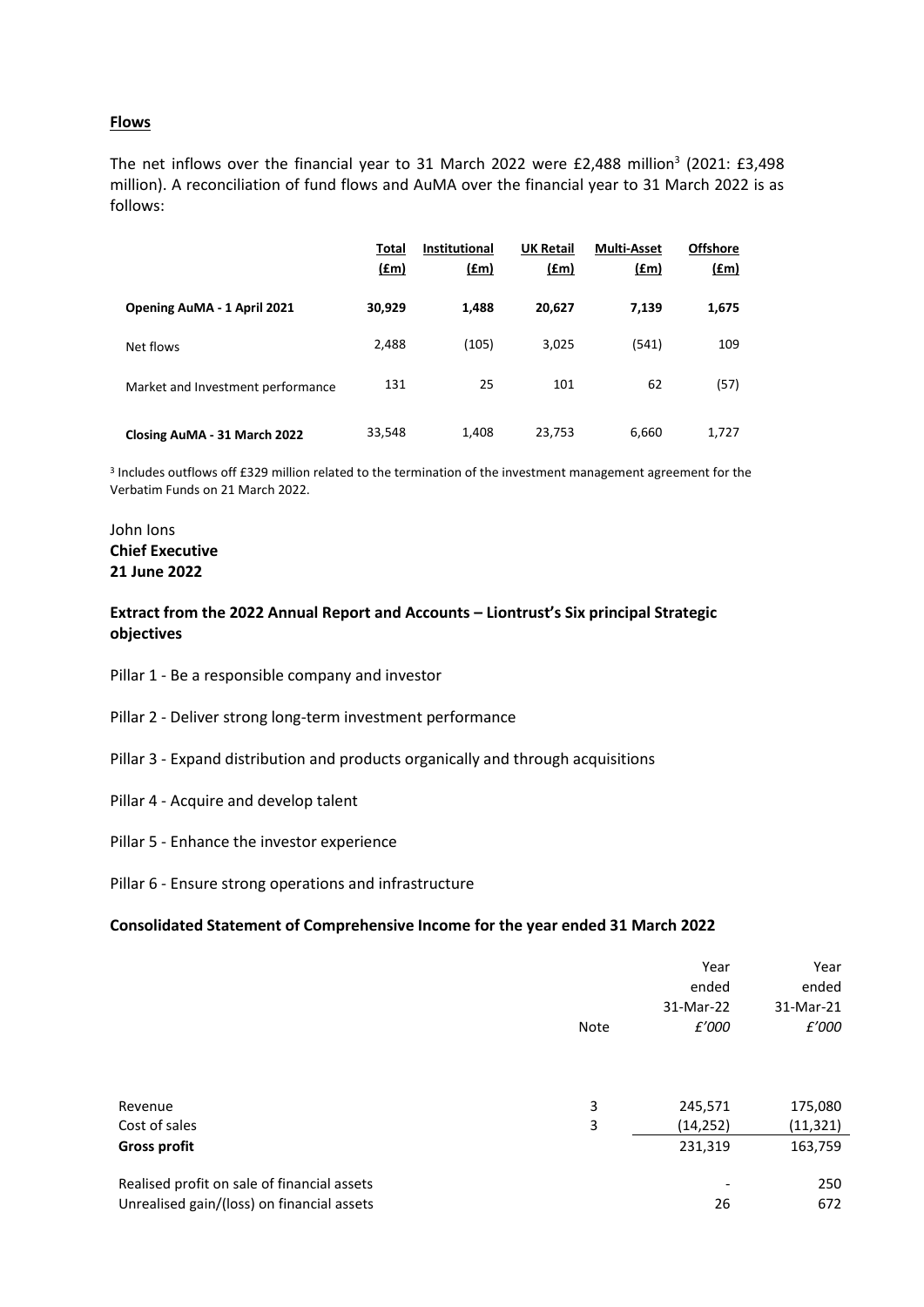**Flows**

The net inflows over the financial year to 31 March 2022 were £2,488 million[3] (2021: £3,498 million). A reconciliation of fund flows and AuMA over the financial year to 31 March 2022 is as follows:

| | Total (£m) | Institutional (£m) | UK Retail (£m) | Multi-Asset (£m) | Offshore (£m) |
|---|---|---|---|---|---|
| **Opening AuMA - 1 April 2021** | **30,929** | **1,488** | **20,627** | **7,139** | **1,675** |
| Net flows | 2,488 | (105) | 3,025 | (541) | 109 |
| Market and Investment performance | 131 | 25 | 101 | 62 | (57) |
| **Closing AuMA - 31 March 2022** | 33,548 | 1,408 | 23,753 | 6,660 | 1,727 |

[3] Includes outflows off £329 million related to the termination of the investment management agreement for the Verbatim Funds on 21 March 2022.

John Ions
**Chief Executive**
**21 June 2022**

**Extract from the 2022 Annual Report and Accounts – Liontrust's Six principal Strategic objectives**

Pillar 1 - Be a responsible company and investor

Pillar 2 - Deliver strong long-term investment performance

Pillar 3 - Expand distribution and products organically and through acquisitions

Pillar 4 - Acquire and develop talent

Pillar 5 - Enhance the investor experience

Pillar 6 - Ensure strong operations and infrastructure

**Consolidated Statement of Comprehensive Income for the year ended 31 March 2022**

| | Note | Year ended 31-Mar-22 *£'000* | Year ended 31-Mar-21 *£'000* |
|---|---|---|---|
| Revenue | 3 | 245,571 | 175,080 |
| Cost of sales | 3 | (14,252) | (11,321) |
| **Gross profit** | | 231,319 | 163,759 |
| Realised profit on sale of financial assets | | - | 250 |
| Unrealised gain/(loss) on financial assets | | 26 | 672 |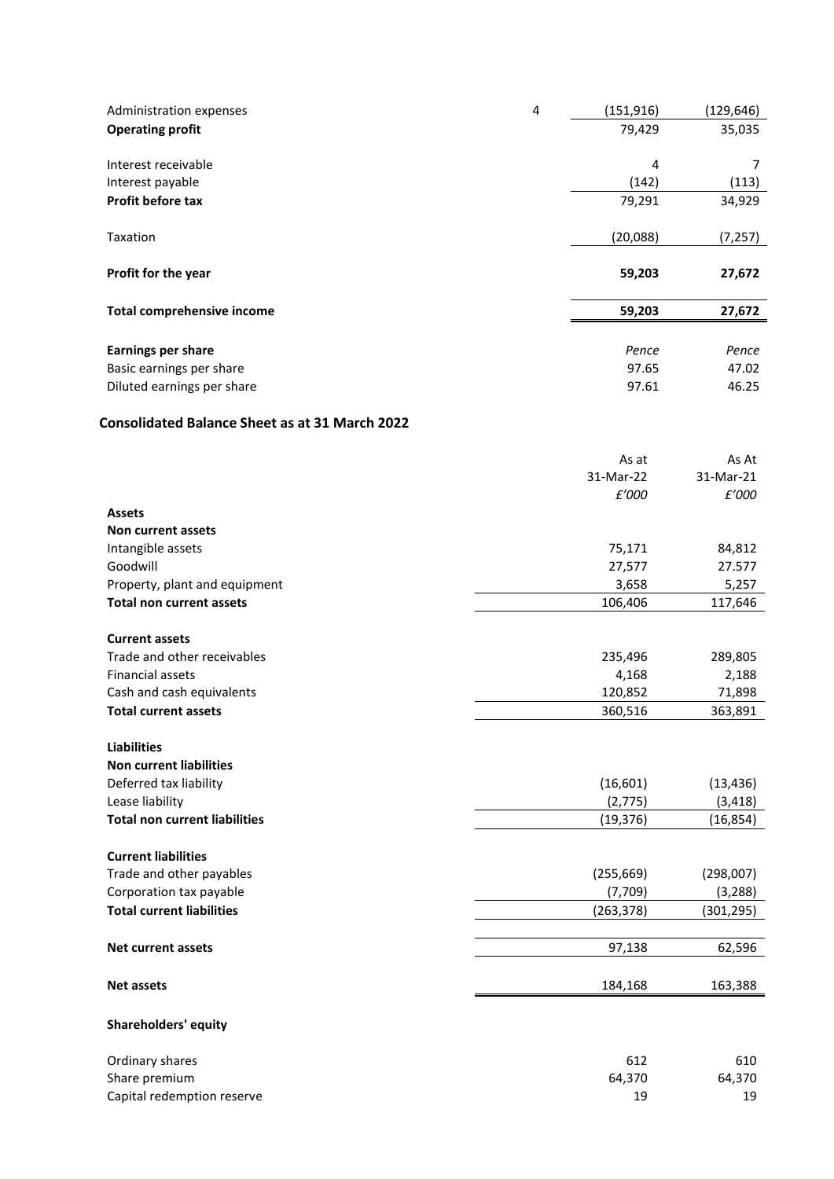| | | | |
|---|---|---|---|
| Administration expenses | 4 | (151,916) | (129,646) |
| **Operating profit** | | 79,429 | 35,035 |
| | | | |
| Interest receivable | | 4 | 7 |
| Interest payable | | (142) | (113) |
| **Profit before tax** | | 79,291 | 34,929 |
| | | | |
| Taxation | | (20,088) | (7,257) |
| | | | |
| **Profit for the year** | | **59,203** | **27,672** |
| | | | |
| **Total comprehensive income** | | **59,203** | **27,672** |
| | | | |
| **Earnings per share** | | *Pence* | *Pence* |
| Basic earnings per share | | 97.65 | 47.02 |
| Diluted earnings per share | | 97.61 | 46.25 |

## Consolidated Balance Sheet as at 31 March 2022

| | As at 31-Mar-22 *£'000* | As At 31-Mar-21 *£'000* |
|---|---|---|
| **Assets** | | |
| **Non current assets** | | |
| Intangible assets | 75,171 | 84,812 |
| Goodwill | 27,577 | 27.577 |
| Property, plant and equipment | 3,658 | 5,257 |
| **Total non current assets** | 106,406 | 117,646 |
| | | |
| **Current assets** | | |
| Trade and other receivables | 235,496 | 289,805 |
| Financial assets | 4,168 | 2,188 |
| Cash and cash equivalents | 120,852 | 71,898 |
| **Total current assets** | 360,516 | 363,891 |
| | | |
| **Liabilities** | | |
| **Non current liabilities** | | |
| Deferred tax liability | (16,601) | (13,436) |
| Lease liability | (2,775) | (3,418) |
| **Total non current liabilities** | (19,376) | (16,854) |
| | | |
| **Current liabilities** | | |
| Trade and other payables | (255,669) | (298,007) |
| Corporation tax payable | (7,709) | (3,288) |
| **Total current liabilities** | (263,378) | (301,295) |
| | | |
| **Net current assets** | 97,138 | 62,596 |
| | | |
| **Net assets** | 184,168 | 163,388 |
| | | |
| **Shareholders' equity** | | |
| | | |
| Ordinary shares | 612 | 610 |
| Share premium | 64,370 | 64,370 |
| Capital redemption reserve | 19 | 19 |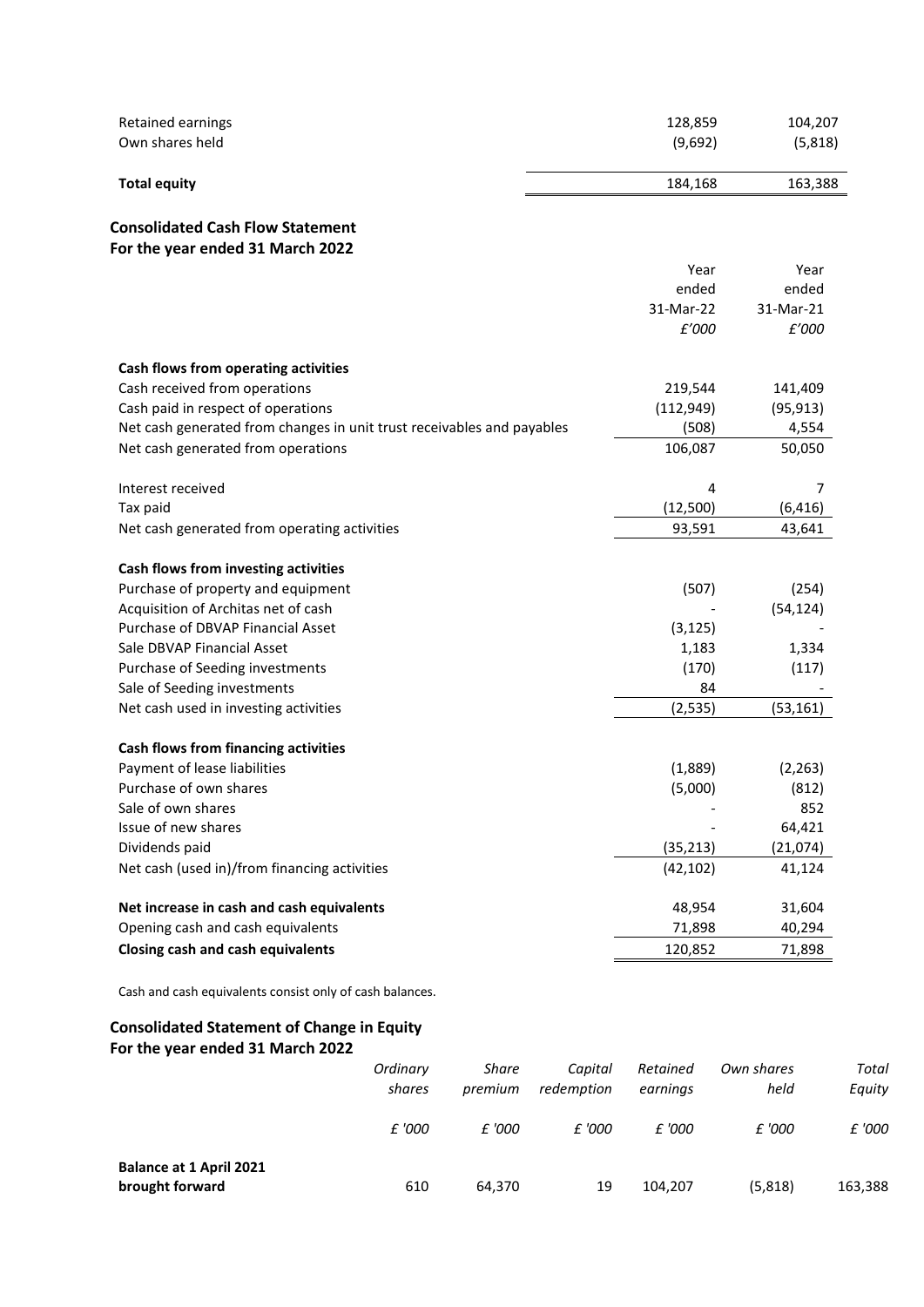| | | |
|---|---|---|
| Retained earnings | 128,859 | 104,207 |
| Own shares held | (9,692) | (5,818) |
| **Total equity** | 184,168 | 163,388 |

## Consolidated Cash Flow Statement
## For the year ended 31 March 2022

| | Year ended 31-Mar-22 *£'000* | Year ended 31-Mar-21 *£'000* |
|---|---|---|
| **Cash flows from operating activities** | | |
| Cash received from operations | 219,544 | 141,409 |
| Cash paid in respect of operations | (112,949) | (95,913) |
| Net cash generated from changes in unit trust receivables and payables | (508) | 4,554 |
| Net cash generated from operations | 106,087 | 50,050 |
| | | |
| Interest received | 4 | 7 |
| Tax paid | (12,500) | (6,416) |
| Net cash generated from operating activities | 93,591 | 43,641 |
| | | |
| **Cash flows from investing activities** | | |
| Purchase of property and equipment | (507) | (254) |
| Acquisition of Architas net of cash | - | (54,124) |
| Purchase of DBVAP Financial Asset | (3,125) | - |
| Sale DBVAP Financial Asset | 1,183 | 1,334 |
| Purchase of Seeding investments | (170) | (117) |
| Sale of Seeding investments | 84 | - |
| Net cash used in investing activities | (2,535) | (53,161) |
| | | |
| **Cash flows from financing activities** | | |
| Payment of lease liabilities | (1,889) | (2,263) |
| Purchase of own shares | (5,000) | (812) |
| Sale of own shares | - | 852 |
| Issue of new shares | - | 64,421 |
| Dividends paid | (35,213) | (21,074) |
| Net cash (used in)/from financing activities | (42,102) | 41,124 |
| | | |
| **Net increase in cash and cash equivalents** | 48,954 | 31,604 |
| Opening cash and cash equivalents | 71,898 | 40,294 |
| **Closing cash and cash equivalents** | 120,852 | 71,898 |

Cash and cash equivalents consist only of cash balances.

## Consolidated Statement of Change in Equity
## For the year ended 31 March 2022

| | *Ordinary shares* | *Share premium* | *Capital redemption* | *Retained earnings* | *Own shares held* | *Total Equity* |
|---|---|---|---|---|---|---|
| | *£ '000* | *£ '000* | *£ '000* | *£ '000* | *£ '000* | *£ '000* |
| **Balance at 1 April 2021 brought forward** | 610 | 64,370 | 19 | 104,207 | (5,818) | 163,388 |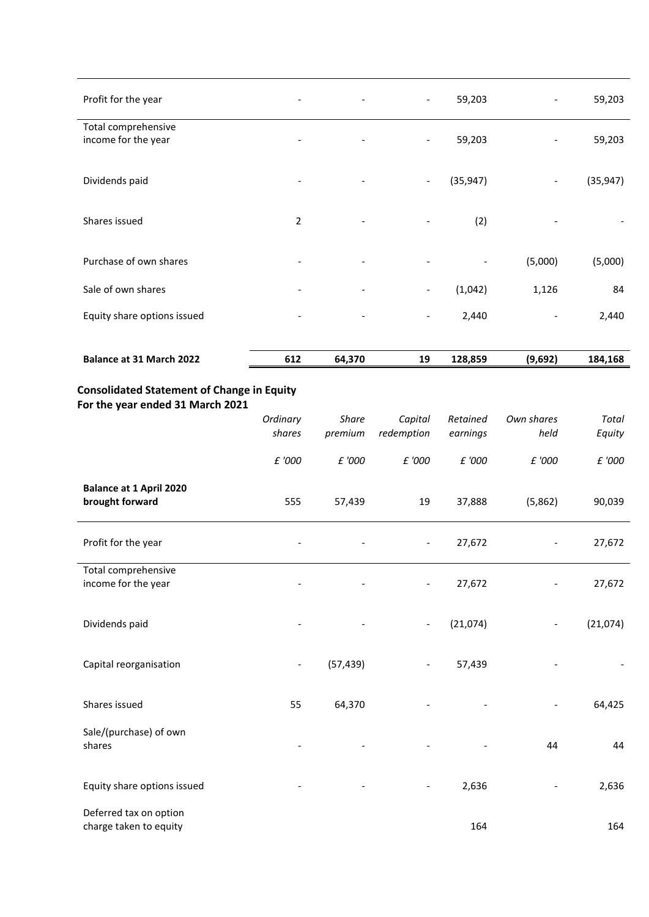| | | | | | | |
|---|---|---|---|---|---|---|
| Profit for the year | - | - | - | 59,203 | - | 59,203 |
| Total comprehensive income for the year | - | - | - | 59,203 | - | 59,203 |
| Dividends paid | - | - | - | (35,947) | - | (35,947) |
| Shares issued | 2 | - | - | (2) | - | - |
| Purchase of own shares | - | - | - | - | (5,000) | (5,000) |
| Sale of own shares | - | - | - | (1,042) | 1,126 | 84 |
| Equity share options issued | - | - | - | 2,440 | - | 2,440 |
| **Balance at 31 March 2022** | **612** | **64,370** | **19** | **128,859** | **(9,692)** | **184,168** |

## Consolidated Statement of Change in Equity
## For the year ended 31 March 2021

| | *Ordinary shares* | *Share premium* | *Capital redemption* | *Retained earnings* | *Own shares held* | *Total Equity* |
|---|---|---|---|---|---|---|
| | *£ '000* | *£ '000* | *£ '000* | *£ '000* | *£ '000* | *£ '000* |
| **Balance at 1 April 2020 brought forward** | 555 | 57,439 | 19 | 37,888 | (5,862) | 90,039 |
| Profit for the year | - | - | - | 27,672 | - | 27,672 |
| Total comprehensive income for the year | - | - | - | 27,672 | - | 27,672 |
| Dividends paid | - | - | - | (21,074) | - | (21,074) |
| Capital reorganisation | - | (57,439) | - | 57,439 | - | - |
| Shares issued | 55 | 64,370 | - | - | - | 64,425 |
| Sale/(purchase) of own shares | - | - | - | - | 44 | 44 |
| Equity share options issued | - | - | - | 2,636 | - | 2,636 |
| Deferred tax on option charge taken to equity | | | | 164 | | 164 |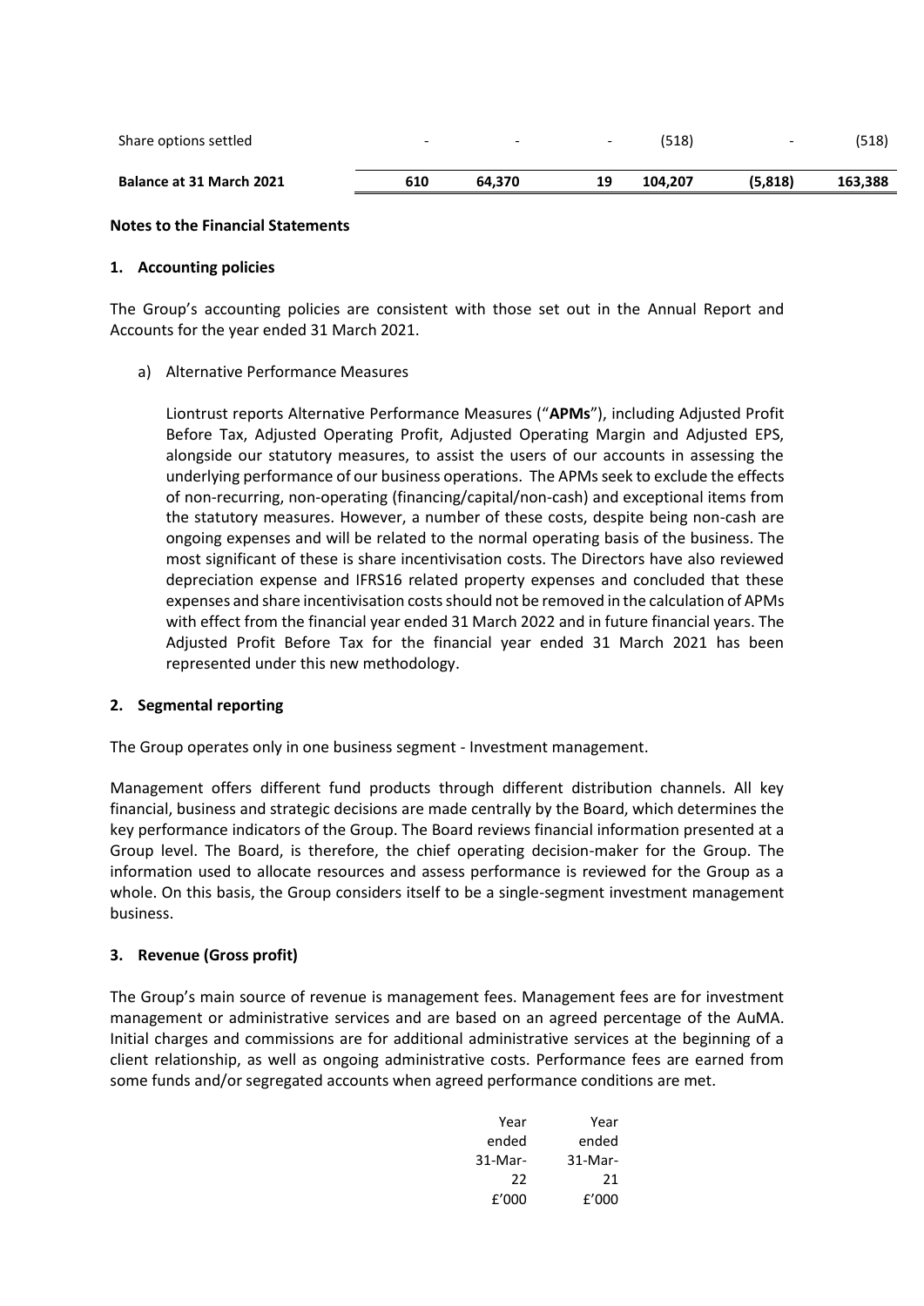| | | | | | | |
|---|---|---|---|---|---|---|
| Share options settled | - | - | - | (518) | - | (518) |
| **Balance at 31 March 2021** | **610** | **64,370** | **19** | **104,207** | **(5,818)** | **163,388** |

**Notes to the Financial Statements**

**1. Accounting policies**

The Group's accounting policies are consistent with those set out in the Annual Report and Accounts for the year ended 31 March 2021.

a) Alternative Performance Measures

Liontrust reports Alternative Performance Measures ("**APMs**"), including Adjusted Profit Before Tax, Adjusted Operating Profit, Adjusted Operating Margin and Adjusted EPS, alongside our statutory measures, to assist the users of our accounts in assessing the underlying performance of our business operations. The APMs seek to exclude the effects of non-recurring, non-operating (financing/capital/non-cash) and exceptional items from the statutory measures. However, a number of these costs, despite being non-cash are ongoing expenses and will be related to the normal operating basis of the business. The most significant of these is share incentivisation costs. The Directors have also reviewed depreciation expense and IFRS16 related property expenses and concluded that these expenses and share incentivisation costs should not be removed in the calculation of APMs with effect from the financial year ended 31 March 2022 and in future financial years. The Adjusted Profit Before Tax for the financial year ended 31 March 2021 has been represented under this new methodology.

**2. Segmental reporting**

The Group operates only in one business segment - Investment management.

Management offers different fund products through different distribution channels. All key financial, business and strategic decisions are made centrally by the Board, which determines the key performance indicators of the Group. The Board reviews financial information presented at a Group level. The Board, is therefore, the chief operating decision-maker for the Group. The information used to allocate resources and assess performance is reviewed for the Group as a whole. On this basis, the Group considers itself to be a single-segment investment management business.

**3. Revenue (Gross profit)**

The Group's main source of revenue is management fees. Management fees are for investment management or administrative services and are based on an agreed percentage of the AuMA. Initial charges and commissions are for additional administrative services at the beginning of a client relationship, as well as ongoing administrative costs. Performance fees are earned from some funds and/or segregated accounts when agreed performance conditions are met.

| | Year ended 31-Mar-22 £'000 | Year ended 31-Mar-21 £'000 |
|---|---|---|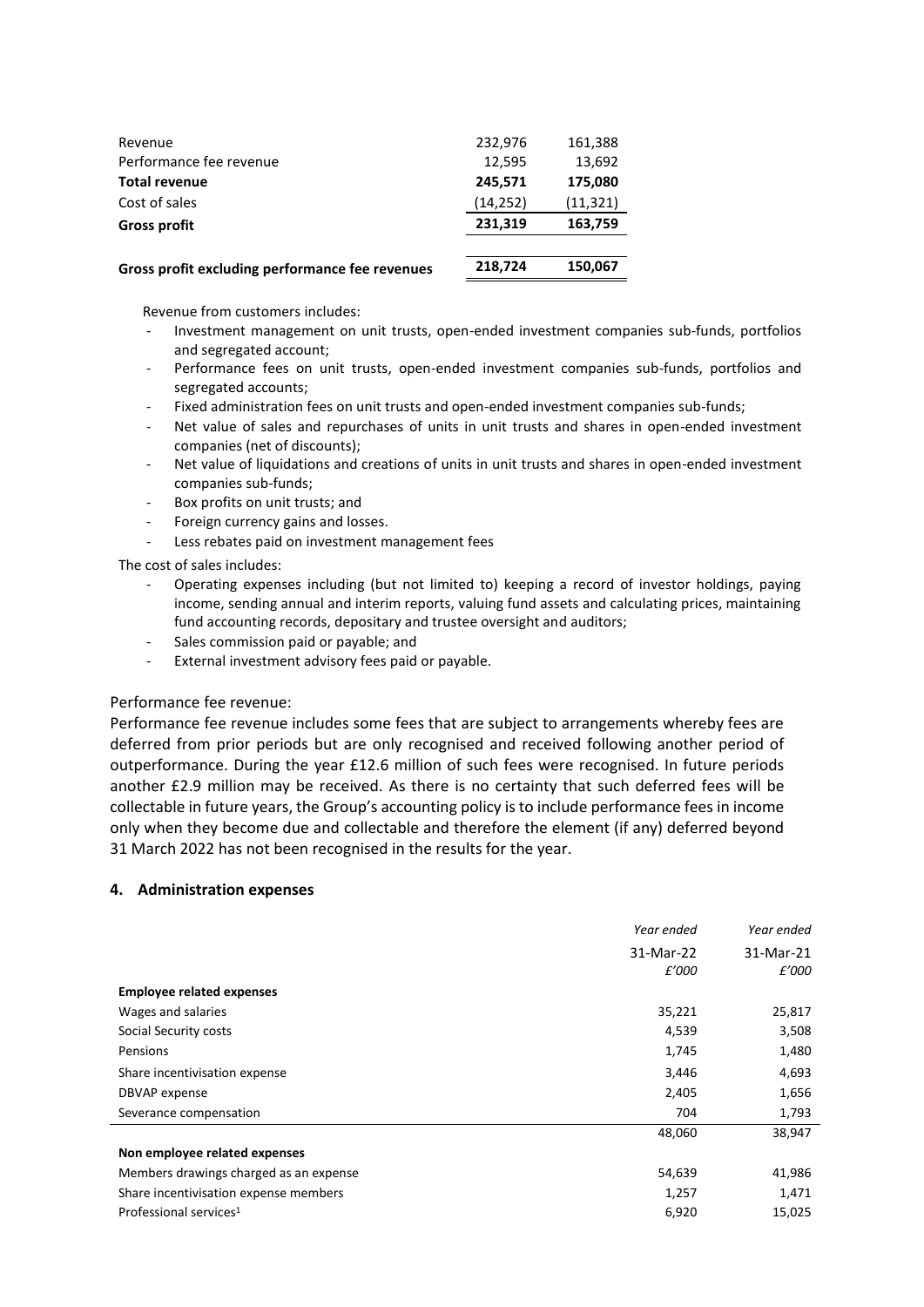| | | |
|---|---|---|
| Revenue | 232,976 | 161,388 |
| Performance fee revenue | 12,595 | 13,692 |
| **Total revenue** | **245,571** | **175,080** |
| Cost of sales | (14,252) | (11,321) |
| **Gross profit** | **231,319** | **163,759** |
| | | |
| **Gross profit excluding performance fee revenues** | **218,724** | **150,067** |

Revenue from customers includes:

- Investment management on unit trusts, open-ended investment companies sub-funds, portfolios and segregated account;
- Performance fees on unit trusts, open-ended investment companies sub-funds, portfolios and segregated accounts;
- Fixed administration fees on unit trusts and open-ended investment companies sub-funds;
- Net value of sales and repurchases of units in unit trusts and shares in open-ended investment companies (net of discounts);
- Net value of liquidations and creations of units in unit trusts and shares in open-ended investment companies sub-funds;
- Box profits on unit trusts; and
- Foreign currency gains and losses.
- Less rebates paid on investment management fees

The cost of sales includes:

- Operating expenses including (but not limited to) keeping a record of investor holdings, paying income, sending annual and interim reports, valuing fund assets and calculating prices, maintaining fund accounting records, depositary and trustee oversight and auditors;
- Sales commission paid or payable; and
- External investment advisory fees paid or payable.

Performance fee revenue:

Performance fee revenue includes some fees that are subject to arrangements whereby fees are deferred from prior periods but are only recognised and received following another period of outperformance. During the year £12.6 million of such fees were recognised. In future periods another £2.9 million may be received. As there is no certainty that such deferred fees will be collectable in future years, the Group's accounting policy is to include performance fees in income only when they become due and collectable and therefore the element (if any) deferred beyond 31 March 2022 has not been recognised in the results for the year.

## 4. Administration expenses

| | *Year ended* 31-Mar-22 *£'000* | *Year ended* 31-Mar-21 *£'000* |
|---|---|---|
| **Employee related expenses** | | |
| Wages and salaries | 35,221 | 25,817 |
| Social Security costs | 4,539 | 3,508 |
| Pensions | 1,745 | 1,480 |
| Share incentivisation expense | 3,446 | 4,693 |
| DBVAP expense | 2,405 | 1,656 |
| Severance compensation | 704 | 1,793 |
| | 48,060 | 38,947 |
| **Non employee related expenses** | | |
| Members drawings charged as an expense | 54,639 | 41,986 |
| Share incentivisation expense members | 1,257 | 1,471 |
| Professional services[1] | 6,920 | 15,025 |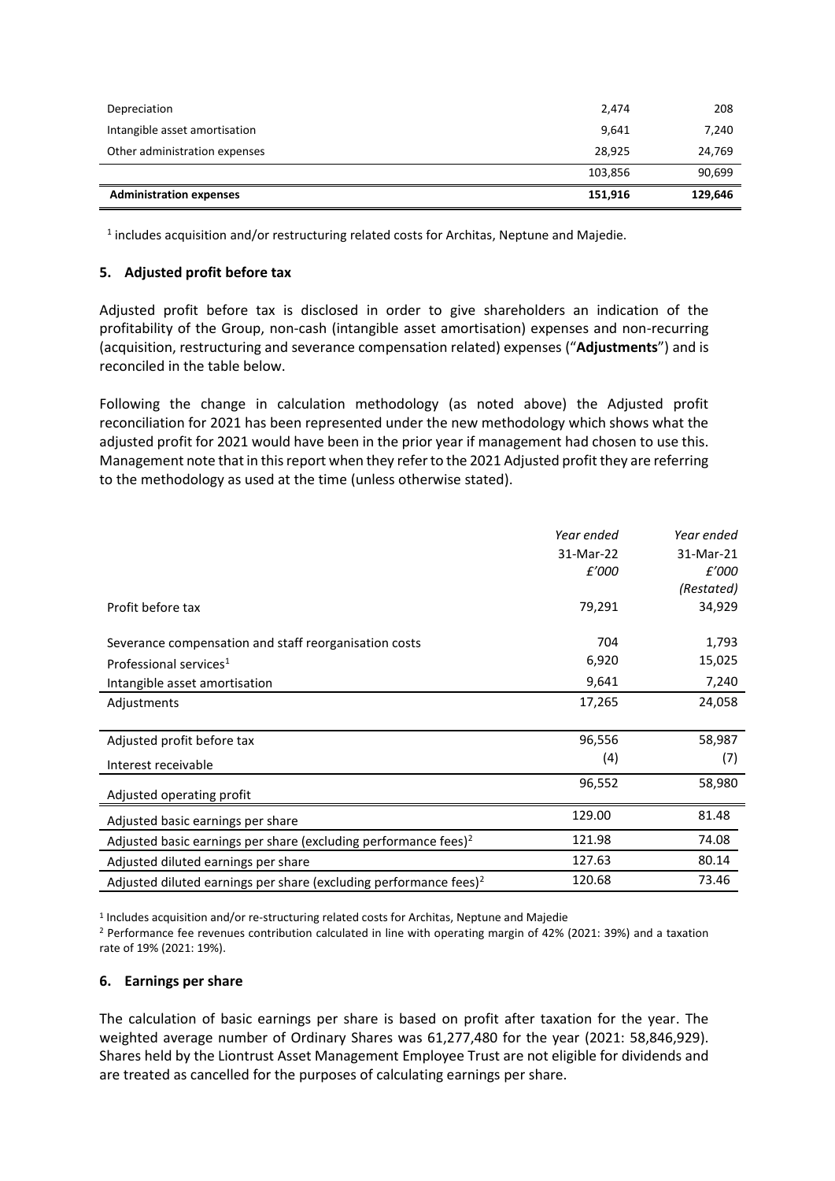| | | |
|---|---|---|
| Depreciation | 2,474 | 208 |
| Intangible asset amortisation | 9,641 | 7,240 |
| Other administration expenses | 28,925 | 24,769 |
| | 103,856 | 90,699 |
| **Administration expenses** | **151,916** | **129,646** |

[1] includes acquisition and/or restructuring related costs for Architas, Neptune and Majedie.

## 5. Adjusted profit before tax

Adjusted profit before tax is disclosed in order to give shareholders an indication of the profitability of the Group, non-cash (intangible asset amortisation) expenses and non-recurring (acquisition, restructuring and severance compensation related) expenses ("**Adjustments**") and is reconciled in the table below.

Following the change in calculation methodology (as noted above) the Adjusted profit reconciliation for 2021 has been represented under the new methodology which shows what the adjusted profit for 2021 would have been in the prior year if management had chosen to use this. Management note that in this report when they refer to the 2021 Adjusted profit they are referring to the methodology as used at the time (unless otherwise stated).

| | *Year ended 31-Mar-22 £'000* | *Year ended 31-Mar-21 £'000 (Restated)* |
|---|---|---|
| Profit before tax | 79,291 | 34,929 |
| Severance compensation and staff reorganisation costs | 704 | 1,793 |
| Professional services[1] | 6,920 | 15,025 |
| Intangible asset amortisation | 9,641 | 7,240 |
| Adjustments | 17,265 | 24,058 |
| Adjusted profit before tax | 96,556 | 58,987 |
| Interest receivable | (4) | (7) |
| Adjusted operating profit | 96,552 | 58,980 |
| Adjusted basic earnings per share | 129.00 | 81.48 |
| Adjusted basic earnings per share (excluding performance fees)[2] | 121.98 | 74.08 |
| Adjusted diluted earnings per share | 127.63 | 80.14 |
| Adjusted diluted earnings per share (excluding performance fees)[2] | 120.68 | 73.46 |

[1] Includes acquisition and/or re-structuring related costs for Architas, Neptune and Majedie

[2] Performance fee revenues contribution calculated in line with operating margin of 42% (2021: 39%) and a taxation rate of 19% (2021: 19%).

## 6. Earnings per share

The calculation of basic earnings per share is based on profit after taxation for the year. The weighted average number of Ordinary Shares was 61,277,480 for the year (2021: 58,846,929). Shares held by the Liontrust Asset Management Employee Trust are not eligible for dividends and are treated as cancelled for the purposes of calculating earnings per share.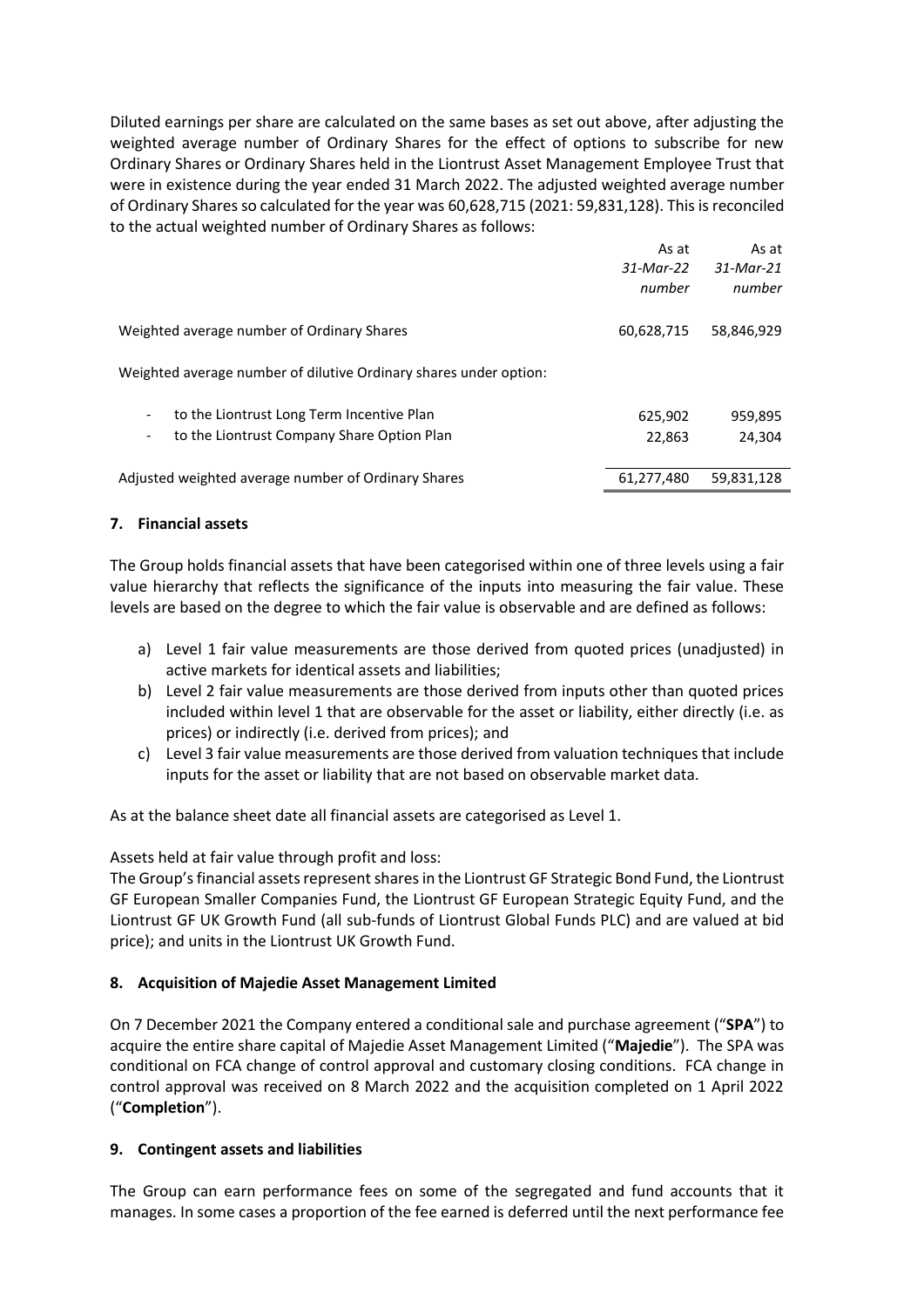Diluted earnings per share are calculated on the same bases as set out above, after adjusting the weighted average number of Ordinary Shares for the effect of options to subscribe for new Ordinary Shares or Ordinary Shares held in the Liontrust Asset Management Employee Trust that were in existence during the year ended 31 March 2022. The adjusted weighted average number of Ordinary Shares so calculated for the year was 60,628,715 (2021: 59,831,128). This is reconciled to the actual weighted number of Ordinary Shares as follows:

| | As at *31-Mar-22* *number* | As at *31-Mar-21* *number* |
|---|---|---|
| Weighted average number of Ordinary Shares | 60,628,715 | 58,846,929 |
| Weighted average number of dilutive Ordinary shares under option: | | |
| - to the Liontrust Long Term Incentive Plan | 625,902 | 959,895 |
| - to the Liontrust Company Share Option Plan | 22,863 | 24,304 |
| Adjusted weighted average number of Ordinary Shares | 61,277,480 | 59,831,128 |

## 7. Financial assets

The Group holds financial assets that have been categorised within one of three levels using a fair value hierarchy that reflects the significance of the inputs into measuring the fair value. These levels are based on the degree to which the fair value is observable and are defined as follows:

a) Level 1 fair value measurements are those derived from quoted prices (unadjusted) in active markets for identical assets and liabilities;
b) Level 2 fair value measurements are those derived from inputs other than quoted prices included within level 1 that are observable for the asset or liability, either directly (i.e. as prices) or indirectly (i.e. derived from prices); and
c) Level 3 fair value measurements are those derived from valuation techniques that include inputs for the asset or liability that are not based on observable market data.

As at the balance sheet date all financial assets are categorised as Level 1.

Assets held at fair value through profit and loss:
The Group's financial assets represent shares in the Liontrust GF Strategic Bond Fund, the Liontrust GF European Smaller Companies Fund, the Liontrust GF European Strategic Equity Fund, and the Liontrust GF UK Growth Fund (all sub-funds of Liontrust Global Funds PLC) and are valued at bid price); and units in the Liontrust UK Growth Fund.

## 8. Acquisition of Majedie Asset Management Limited

On 7 December 2021 the Company entered a conditional sale and purchase agreement ("**SPA**") to acquire the entire share capital of Majedie Asset Management Limited ("**Majedie**"). The SPA was conditional on FCA change of control approval and customary closing conditions. FCA change in control approval was received on 8 March 2022 and the acquisition completed on 1 April 2022 ("**Completion**").

## 9. Contingent assets and liabilities

The Group can earn performance fees on some of the segregated and fund accounts that it manages. In some cases a proportion of the fee earned is deferred until the next performance fee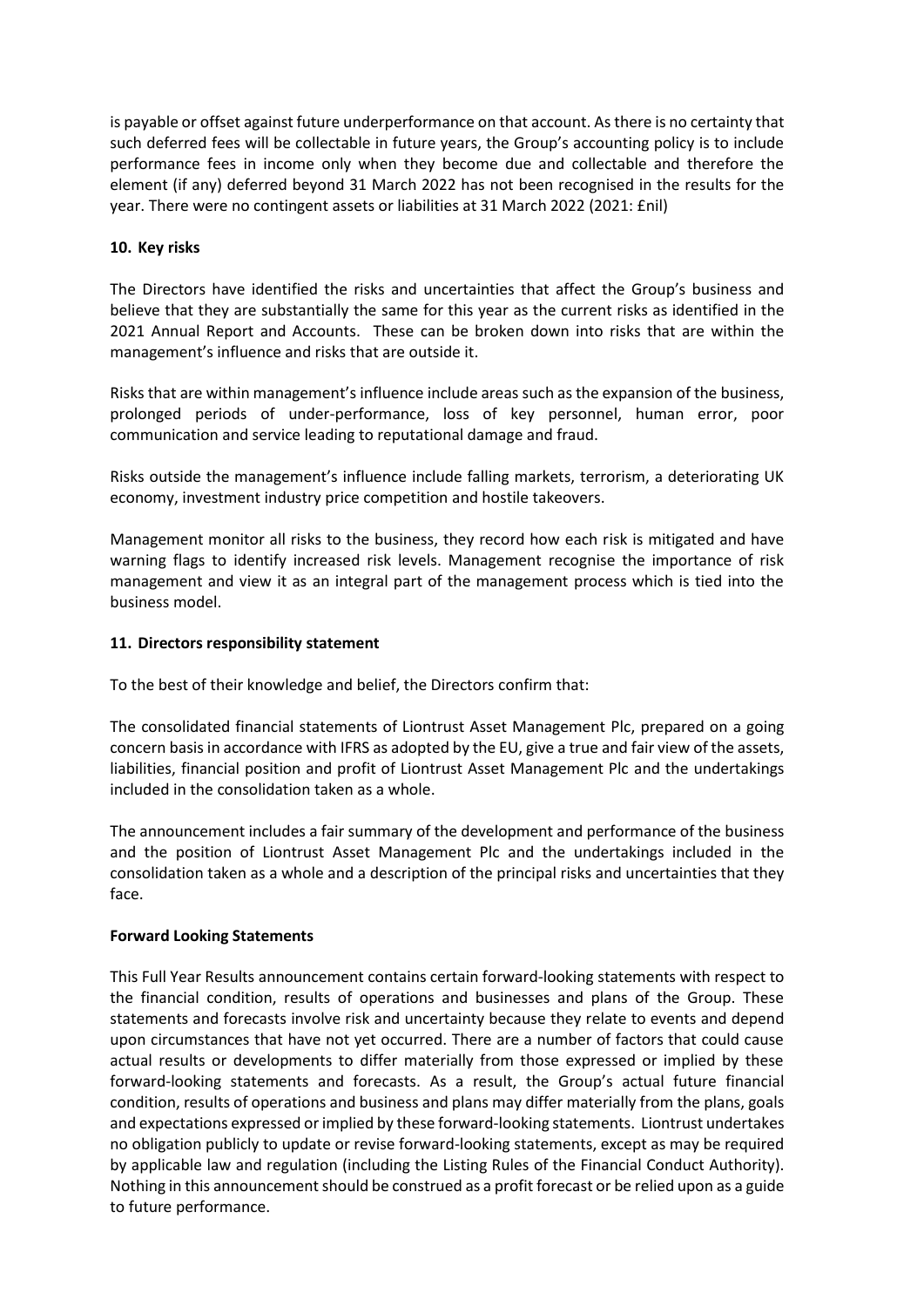is payable or offset against future underperformance on that account. As there is no certainty that such deferred fees will be collectable in future years, the Group's accounting policy is to include performance fees in income only when they become due and collectable and therefore the element (if any) deferred beyond 31 March 2022 has not been recognised in the results for the year. There were no contingent assets or liabilities at 31 March 2022 (2021: £nil)

## 10. Key risks

The Directors have identified the risks and uncertainties that affect the Group's business and believe that they are substantially the same for this year as the current risks as identified in the 2021 Annual Report and Accounts. These can be broken down into risks that are within the management's influence and risks that are outside it.

Risks that are within management's influence include areas such as the expansion of the business, prolonged periods of under-performance, loss of key personnel, human error, poor communication and service leading to reputational damage and fraud.

Risks outside the management's influence include falling markets, terrorism, a deteriorating UK economy, investment industry price competition and hostile takeovers.

Management monitor all risks to the business, they record how each risk is mitigated and have warning flags to identify increased risk levels. Management recognise the importance of risk management and view it as an integral part of the management process which is tied into the business model.

## 11. Directors responsibility statement

To the best of their knowledge and belief, the Directors confirm that:

The consolidated financial statements of Liontrust Asset Management Plc, prepared on a going concern basis in accordance with IFRS as adopted by the EU, give a true and fair view of the assets, liabilities, financial position and profit of Liontrust Asset Management Plc and the undertakings included in the consolidation taken as a whole.

The announcement includes a fair summary of the development and performance of the business and the position of Liontrust Asset Management Plc and the undertakings included in the consolidation taken as a whole and a description of the principal risks and uncertainties that they face.

## Forward Looking Statements

This Full Year Results announcement contains certain forward-looking statements with respect to the financial condition, results of operations and businesses and plans of the Group. These statements and forecasts involve risk and uncertainty because they relate to events and depend upon circumstances that have not yet occurred. There are a number of factors that could cause actual results or developments to differ materially from those expressed or implied by these forward-looking statements and forecasts. As a result, the Group's actual future financial condition, results of operations and business and plans may differ materially from the plans, goals and expectations expressed or implied by these forward-looking statements. Liontrust undertakes no obligation publicly to update or revise forward-looking statements, except as may be required by applicable law and regulation (including the Listing Rules of the Financial Conduct Authority). Nothing in this announcement should be construed as a profit forecast or be relied upon as a guide to future performance.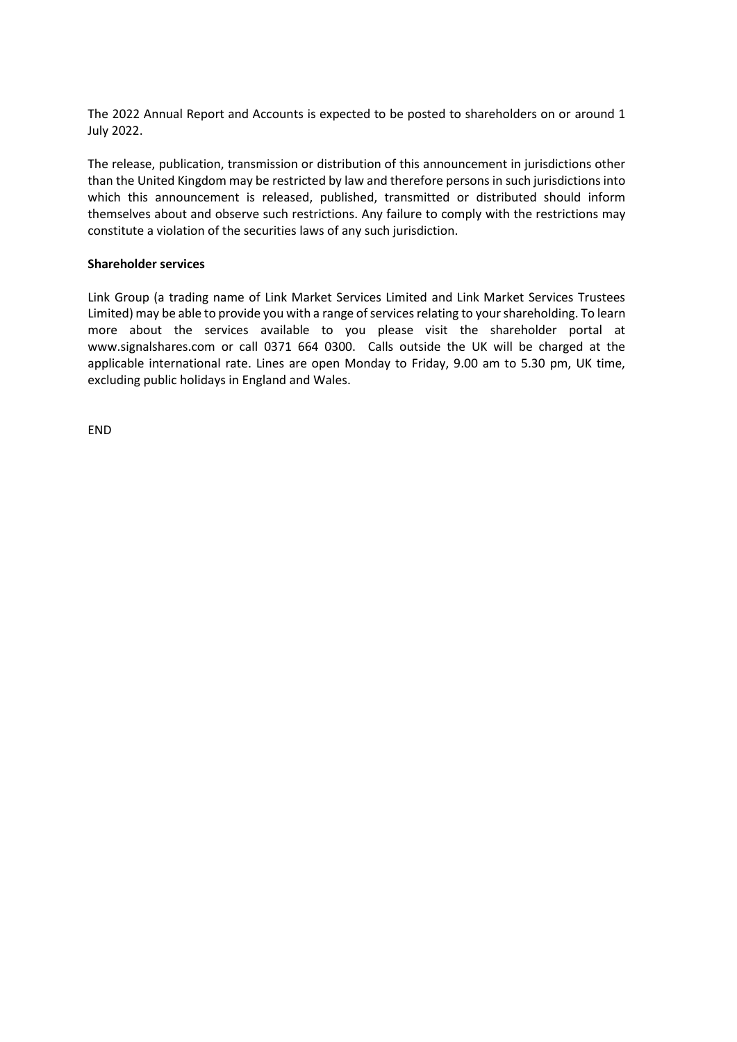The 2022 Annual Report and Accounts is expected to be posted to shareholders on or around 1 July 2022.

The release, publication, transmission or distribution of this announcement in jurisdictions other than the United Kingdom may be restricted by law and therefore persons in such jurisdictions into which this announcement is released, published, transmitted or distributed should inform themselves about and observe such restrictions. Any failure to comply with the restrictions may constitute a violation of the securities laws of any such jurisdiction.

**Shareholder services**

Link Group (a trading name of Link Market Services Limited and Link Market Services Trustees Limited) may be able to provide you with a range of services relating to your shareholding. To learn more about the services available to you please visit the shareholder portal at www.signalshares.com or call 0371 664 0300. Calls outside the UK will be charged at the applicable international rate. Lines are open Monday to Friday, 9.00 am to 5.30 pm, UK time, excluding public holidays in England and Wales.

END